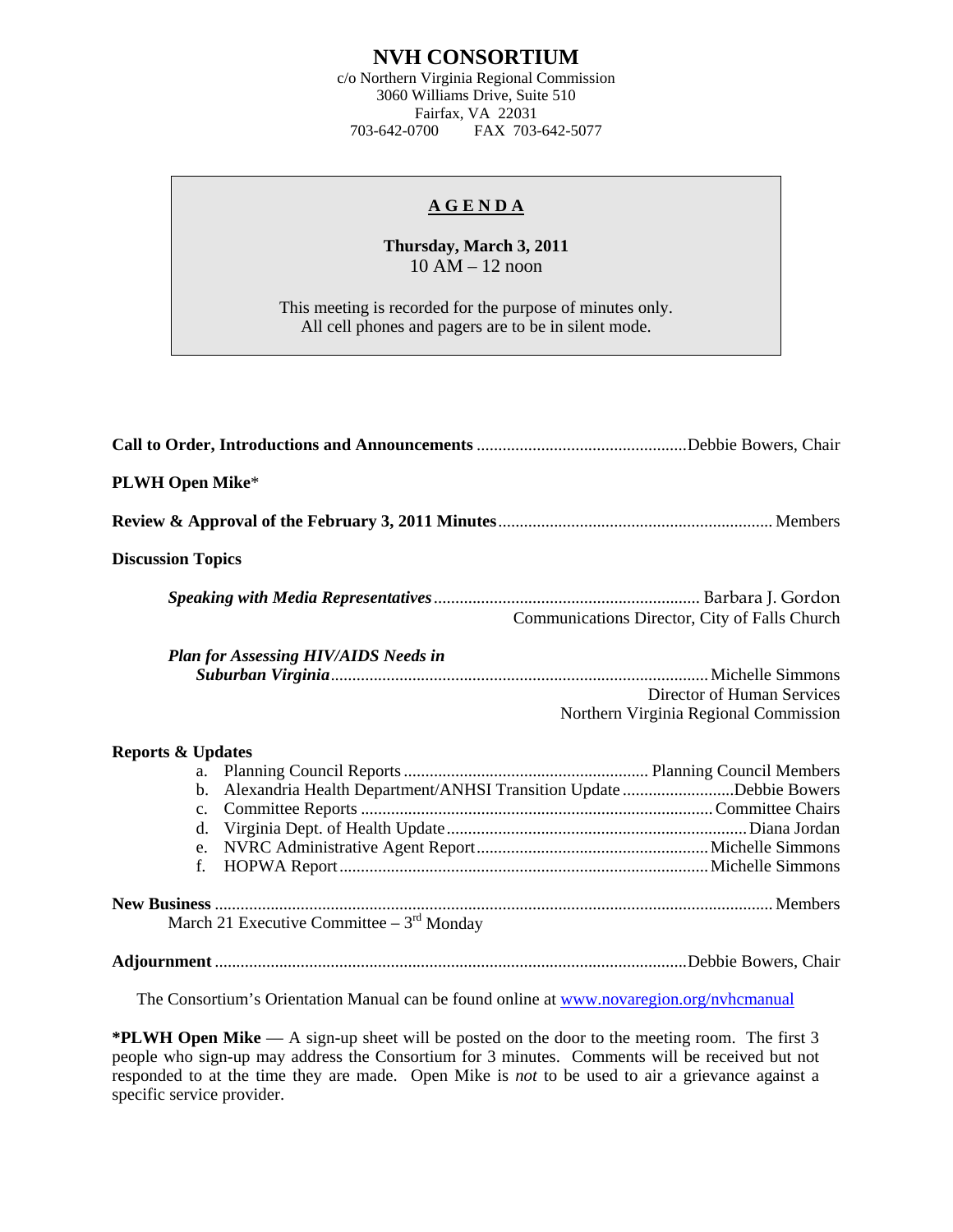# NVH CONSORTIUM

c/o Northern Virginia Regional Commission
3060 Williams Drive, Suite 510
Fairfax, VA 22031
703-642-0700 FAX 703-642-5077

## AGENDA

**Thursday, March 3, 2011**
10 AM – 12 noon

This meeting is recorded for the purpose of minutes only.
All cell phones and pagers are to be in silent mode.

**Call to Order, Introductions and Announcements** ............ Debbie Bowers, Chair

**PLWH Open Mike***

**Review & Approval of the February 3, 2011 Minutes** ............ Members

**Discussion Topics**

*Speaking with Media Representatives* ............ Barbara J. Gordon
Communications Director, City of Falls Church

*Plan for Assessing HIV/AIDS Needs in Suburban Virginia* ............ Michelle Simmons
Director of Human Services
Northern Virginia Regional Commission

**Reports & Updates**

a. Planning Council Reports ............ Planning Council Members
b. Alexandria Health Department/ANHSI Transition Update ............ Debbie Bowers
c. Committee Reports ............ Committee Chairs
d. Virginia Dept. of Health Update ............ Diana Jordan
e. NVRC Administrative Agent Report ............ Michelle Simmons
f. HOPWA Report ............ Michelle Simmons

**New Business** ............ Members
March 21 Executive Committee – 3rd Monday

**Adjournment** ............ Debbie Bowers, Chair

The Consortium's Orientation Manual can be found online at www.novaregion.org/nvhcmanual

***PLWH Open Mike** — A sign-up sheet will be posted on the door to the meeting room. The first 3 people who sign-up may address the Consortium for 3 minutes. Comments will be received but not responded to at the time they are made. Open Mike is *not* to be used to air a grievance against a specific service provider.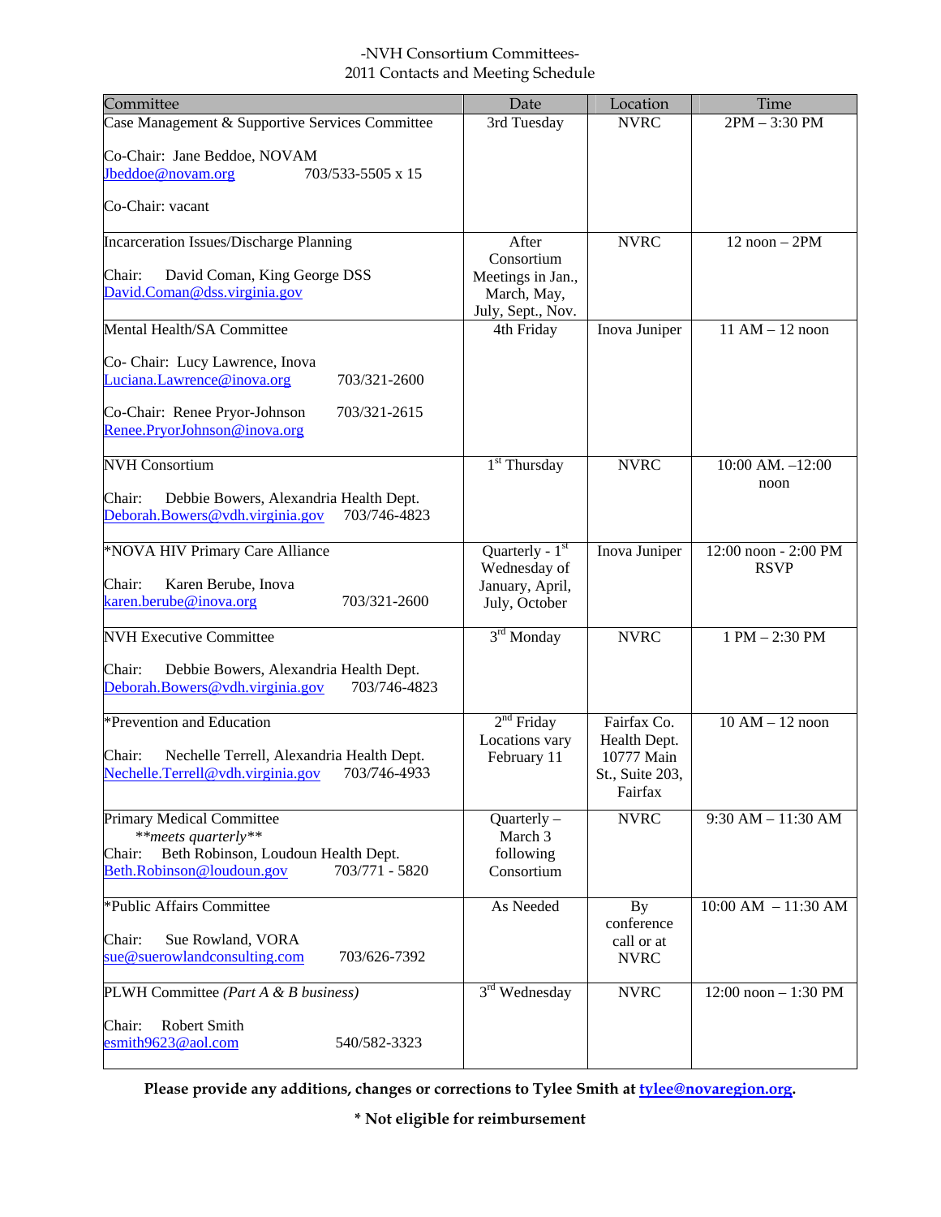-NVH Consortium Committees-
2011 Contacts and Meeting Schedule

| Committee | Date | Location | Time |
|---|---|---|---|
| Case Management & Supportive Services Committee<br><br>Co-Chair: Jane Beddoe, NOVAM<br>Jbeddoe@novam.org 703/533-5505 x 15<br><br>Co-Chair: vacant | 3rd Tuesday | NVRC | 2PM – 3:30 PM |
| Incarceration Issues/Discharge Planning<br><br>Chair: David Coman, King George DSS<br>David.Coman@dss.virginia.gov | After Consortium Meetings in Jan., March, May, July, Sept., Nov. | NVRC | 12 noon – 2PM |
| Mental Health/SA Committee<br><br>Co- Chair: Lucy Lawrence, Inova<br>Luciana.Lawrence@inova.org 703/321-2600<br><br>Co-Chair: Renee Pryor-Johnson 703/321-2615<br>Renee.PryorJohnson@inova.org | 4th Friday | Inova Juniper | 11 AM – 12 noon |
| NVH Consortium<br><br>Chair: Debbie Bowers, Alexandria Health Dept.<br>Deborah.Bowers@vdh.virginia.gov 703/746-4823 | 1st Thursday | NVRC | 10:00 AM. –12:00 noon |
| *NOVA HIV Primary Care Alliance<br><br>Chair: Karen Berube, Inova<br>karen.berube@inova.org 703/321-2600 | Quarterly - 1st Wednesday of January, April, July, October | Inova Juniper | 12:00 noon - 2:00 PM RSVP |
| NVH Executive Committee<br><br>Chair: Debbie Bowers, Alexandria Health Dept.<br>Deborah.Bowers@vdh.virginia.gov 703/746-4823 | 3rd Monday | NVRC | 1 PM – 2:30 PM |
| *Prevention and Education<br><br>Chair: Nechelle Terrell, Alexandria Health Dept.<br>Nechelle.Terrell@vdh.virginia.gov 703/746-4933 | 2nd Friday Locations vary February 11 | Fairfax Co. Health Dept. 10777 Main St., Suite 203, Fairfax | 10 AM – 12 noon |
| Primary Medical Committee<br>*\*meets quarterly\*\**<br>Chair: Beth Robinson, Loudoun Health Dept.<br>Beth.Robinson@loudoun.gov 703/771 - 5820 | Quarterly – March 3 following Consortium | NVRC | 9:30 AM – 11:30 AM |
| *Public Affairs Committee<br><br>Chair: Sue Rowland, VORA<br>sue@suerowlandconsulting.com 703/626-7392 | As Needed | By conference call or at NVRC | 10:00 AM – 11:30 AM |
| PLWH Committee *(Part A & B business)*<br><br>Chair: Robert Smith<br>esmith9623@aol.com 540/582-3323 | 3rd Wednesday | NVRC | 12:00 noon – 1:30 PM |

**Please provide any additions, changes or corrections to Tylee Smith at tylee@novaregion.org.**

**\* Not eligible for reimbursement**